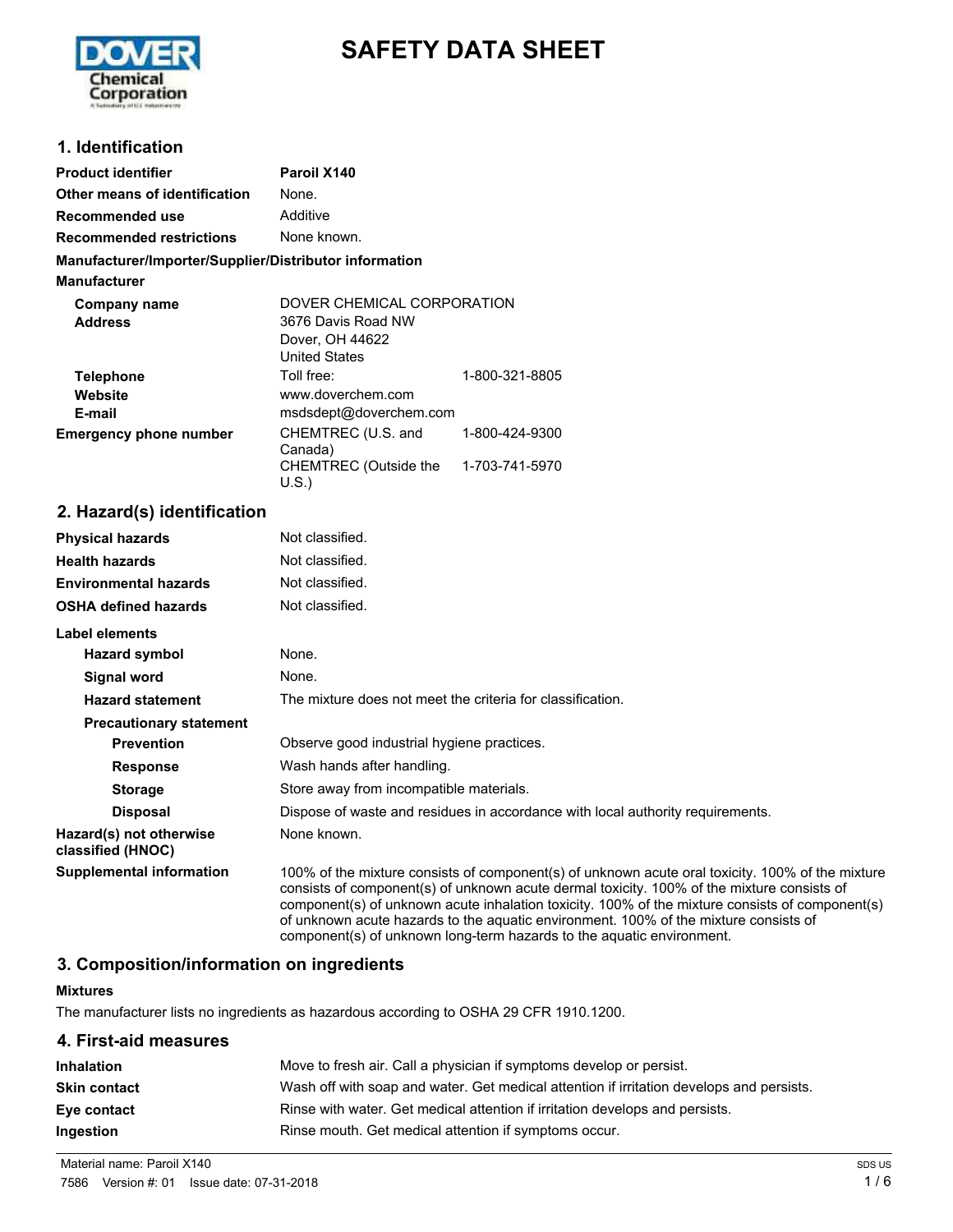# SAFETY DATA SHEET

## 1. Identification

| | | |
|---|---|---|
| **Product identifier** | **Paroil X140** | |
| **Other means of identification** | None. | |
| **Recommended use** | Additive | |
| **Recommended restrictions** | None known. | |

**Manufacturer/Importer/Supplier/Distributor information**

**Manufacturer**

| | | |
|---|---|---|
| **Company name** | DOVER CHEMICAL CORPORATION | |
| **Address** | 3676 Davis Road NW<br>Dover, OH 44622<br>United States | |
| **Telephone** | Toll free: | 1-800-321-8805 |
| **Website** | www.doverchem.com | |
| **E-mail** | msdsdept@doverchem.com | |
| **Emergency phone number** | CHEMTREC (U.S. and Canada) | 1-800-424-9300 |
| | CHEMTREC (Outside the U.S.) | 1-703-741-5970 |

## 2. Hazard(s) identification

| | |
|---|---|
| **Physical hazards** | Not classified. |
| **Health hazards** | Not classified. |
| **Environmental hazards** | Not classified. |
| **OSHA defined hazards** | Not classified. |

**Label elements**

| | |
|---|---|
| **Hazard symbol** | None. |
| **Signal word** | None. |
| **Hazard statement** | The mixture does not meet the criteria for classification. |

**Precautionary statement**

| | |
|---|---|
| **Prevention** | Observe good industrial hygiene practices. |
| **Response** | Wash hands after handling. |
| **Storage** | Store away from incompatible materials. |
| **Disposal** | Dispose of waste and residues in accordance with local authority requirements. |
| **Hazard(s) not otherwise classified (HNOC)** | None known. |
| **Supplemental information** | 100% of the mixture consists of component(s) of unknown acute oral toxicity. 100% of the mixture consists of component(s) of unknown acute dermal toxicity. 100% of the mixture consists of component(s) of unknown acute inhalation toxicity. 100% of the mixture consists of component(s) of unknown acute hazards to the aquatic environment. 100% of the mixture consists of component(s) of unknown long-term hazards to the aquatic environment. |

## 3. Composition/information on ingredients

**Mixtures**

The manufacturer lists no ingredients as hazardous according to OSHA 29 CFR 1910.1200.

## 4. First-aid measures

| | |
|---|---|
| **Inhalation** | Move to fresh air. Call a physician if symptoms develop or persist. |
| **Skin contact** | Wash off with soap and water. Get medical attention if irritation develops and persists. |
| **Eye contact** | Rinse with water. Get medical attention if irritation develops and persists. |
| **Ingestion** | Rinse mouth. Get medical attention if symptoms occur. |

Material name: Paroil X140

7586 Version #: 01 Issue date: 07-31-2018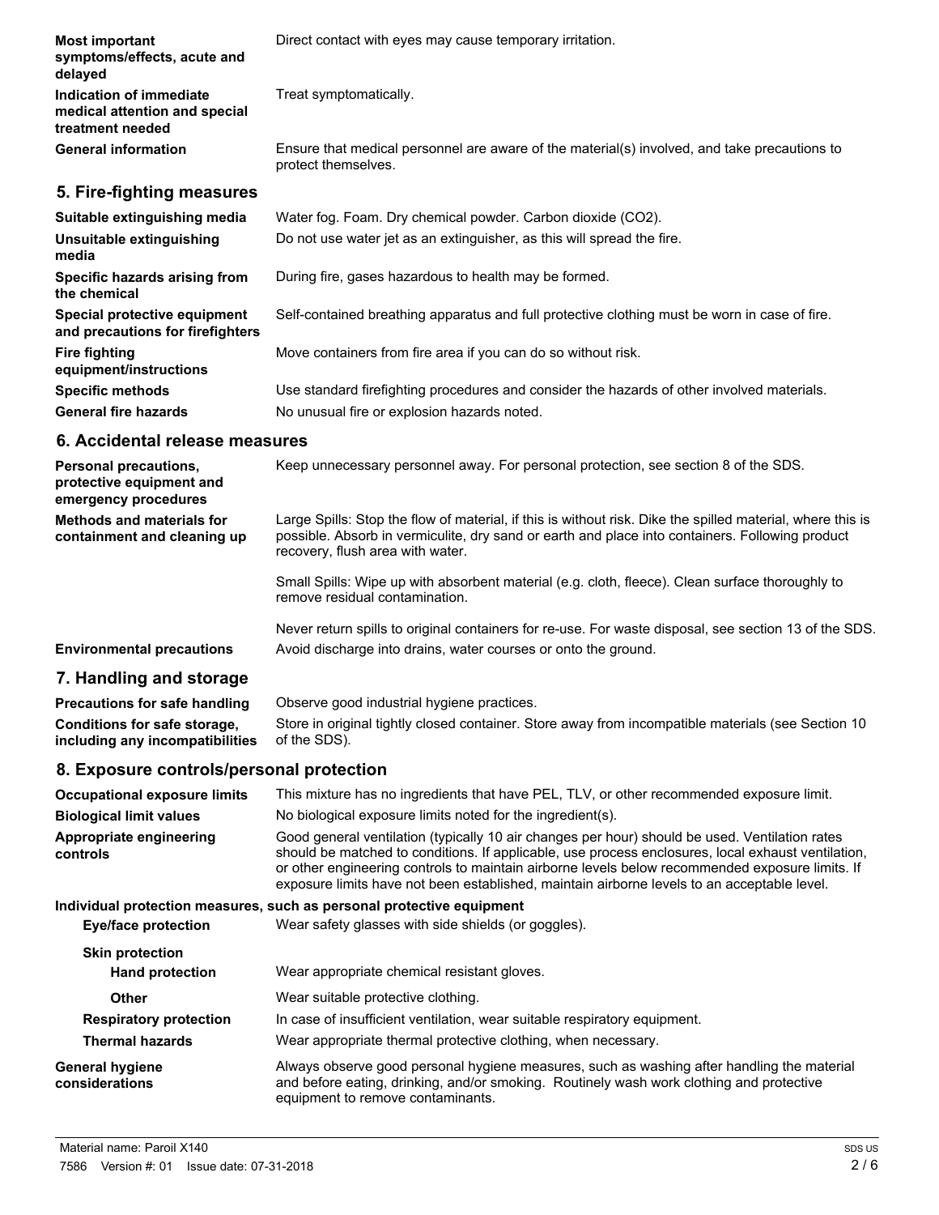**Most important symptoms/effects, acute and delayed**: Direct contact with eyes may cause temporary irritation.

**Indication of immediate medical attention and special treatment needed**: Treat symptomatically.

**General information**: Ensure that medical personnel are aware of the material(s) involved, and take precautions to protect themselves.

## 5. Fire-fighting measures

**Suitable extinguishing media**: Water fog. Foam. Dry chemical powder. Carbon dioxide ($CO_2$).

**Unsuitable extinguishing media**: Do not use water jet as an extinguisher, as this will spread the fire.

**Specific hazards arising from the chemical**: During fire, gases hazardous to health may be formed.

**Special protective equipment and precautions for firefighters**: Self-contained breathing apparatus and full protective clothing must be worn in case of fire.

**Fire fighting equipment/instructions**: Move containers from fire area if you can do so without risk.

**Specific methods**: Use standard firefighting procedures and consider the hazards of other involved materials.

**General fire hazards**: No unusual fire or explosion hazards noted.

## 6. Accidental release measures

**Personal precautions, protective equipment and emergency procedures**: Keep unnecessary personnel away. For personal protection, see section 8 of the SDS.

**Methods and materials for containment and cleaning up**: Large Spills: Stop the flow of material, if this is without risk. Dike the spilled material, where this is possible. Absorb in vermiculite, dry sand or earth and place into containers. Following product recovery, flush area with water.

Small Spills: Wipe up with absorbent material (e.g. cloth, fleece). Clean surface thoroughly to remove residual contamination.

Never return spills to original containers for re-use. For waste disposal, see section 13 of the SDS.

**Environmental precautions**: Avoid discharge into drains, water courses or onto the ground.

## 7. Handling and storage

**Precautions for safe handling**: Observe good industrial hygiene practices.

**Conditions for safe storage, including any incompatibilities**: Store in original tightly closed container. Store away from incompatible materials (see Section 10 of the SDS).

## 8. Exposure controls/personal protection

**Occupational exposure limits**: This mixture has no ingredients that have PEL, TLV, or other recommended exposure limit.

**Biological limit values**: No biological exposure limits noted for the ingredient(s).

**Appropriate engineering controls**: Good general ventilation (typically 10 air changes per hour) should be used. Ventilation rates should be matched to conditions. If applicable, use process enclosures, local exhaust ventilation, or other engineering controls to maintain airborne levels below recommended exposure limits. If exposure limits have not been established, maintain airborne levels to an acceptable level.

**Individual protection measures, such as personal protective equipment**

- **Eye/face protection**: Wear safety glasses with side shields (or goggles).
- **Skin protection**
  - **Hand protection**: Wear appropriate chemical resistant gloves.
  - **Other**: Wear suitable protective clothing.
- **Respiratory protection**: In case of insufficient ventilation, wear suitable respiratory equipment.
- **Thermal hazards**: Wear appropriate thermal protective clothing, when necessary.

**General hygiene considerations**: Always observe good personal hygiene measures, such as washing after handling the material and before eating, drinking, and/or smoking. Routinely wash work clothing and protective equipment to remove contaminants.

Material name: Paroil X140

7586 Version #: 01 Issue date: 07-31-2018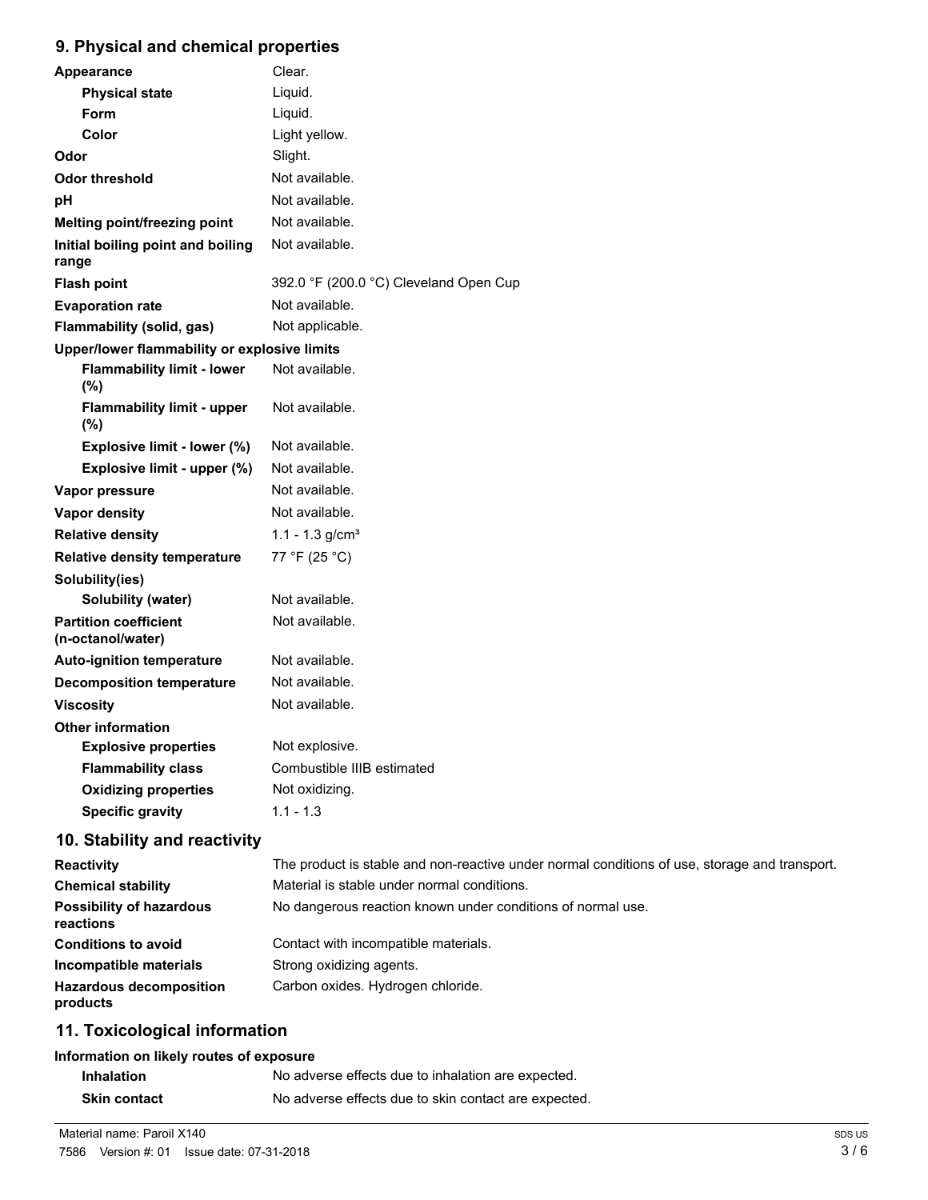## 9. Physical and chemical properties

| | |
|---|---|
| **Appearance** | Clear. |
| **Physical state** | Liquid. |
| **Form** | Liquid. |
| **Color** | Light yellow. |
| **Odor** | Slight. |
| **Odor threshold** | Not available. |
| **pH** | Not available. |
| **Melting point/freezing point** | Not available. |
| **Initial boiling point and boiling range** | Not available. |
| **Flash point** | 392.0 °F (200.0 °C) Cleveland Open Cup |
| **Evaporation rate** | Not available. |
| **Flammability (solid, gas)** | Not applicable. |
| **Upper/lower flammability or explosive limits** | |
| **Flammability limit - lower (%)** | Not available. |
| **Flammability limit - upper (%)** | Not available. |
| **Explosive limit - lower (%)** | Not available. |
| **Explosive limit - upper (%)** | Not available. |
| **Vapor pressure** | Not available. |
| **Vapor density** | Not available. |
| **Relative density** | 1.1 - 1.3 g/cm³ |
| **Relative density temperature** | 77 °F (25 °C) |
| **Solubility(ies)** | |
| **Solubility (water)** | Not available. |
| **Partition coefficient (n-octanol/water)** | Not available. |
| **Auto-ignition temperature** | Not available. |
| **Decomposition temperature** | Not available. |
| **Viscosity** | Not available. |
| **Other information** | |
| **Explosive properties** | Not explosive. |
| **Flammability class** | Combustible IIIB estimated |
| **Oxidizing properties** | Not oxidizing. |
| **Specific gravity** | 1.1 - 1.3 |

## 10. Stability and reactivity

| | |
|---|---|
| **Reactivity** | The product is stable and non-reactive under normal conditions of use, storage and transport. |
| **Chemical stability** | Material is stable under normal conditions. |
| **Possibility of hazardous reactions** | No dangerous reaction known under conditions of normal use. |
| **Conditions to avoid** | Contact with incompatible materials. |
| **Incompatible materials** | Strong oxidizing agents. |
| **Hazardous decomposition products** | Carbon oxides. Hydrogen chloride. |

## 11. Toxicological information

**Information on likely routes of exposure**

| | |
|---|---|
| **Inhalation** | No adverse effects due to inhalation are expected. |
| **Skin contact** | No adverse effects due to skin contact are expected. |

Material name: Paroil X140

7586 Version #: 01 Issue date: 07-31-2018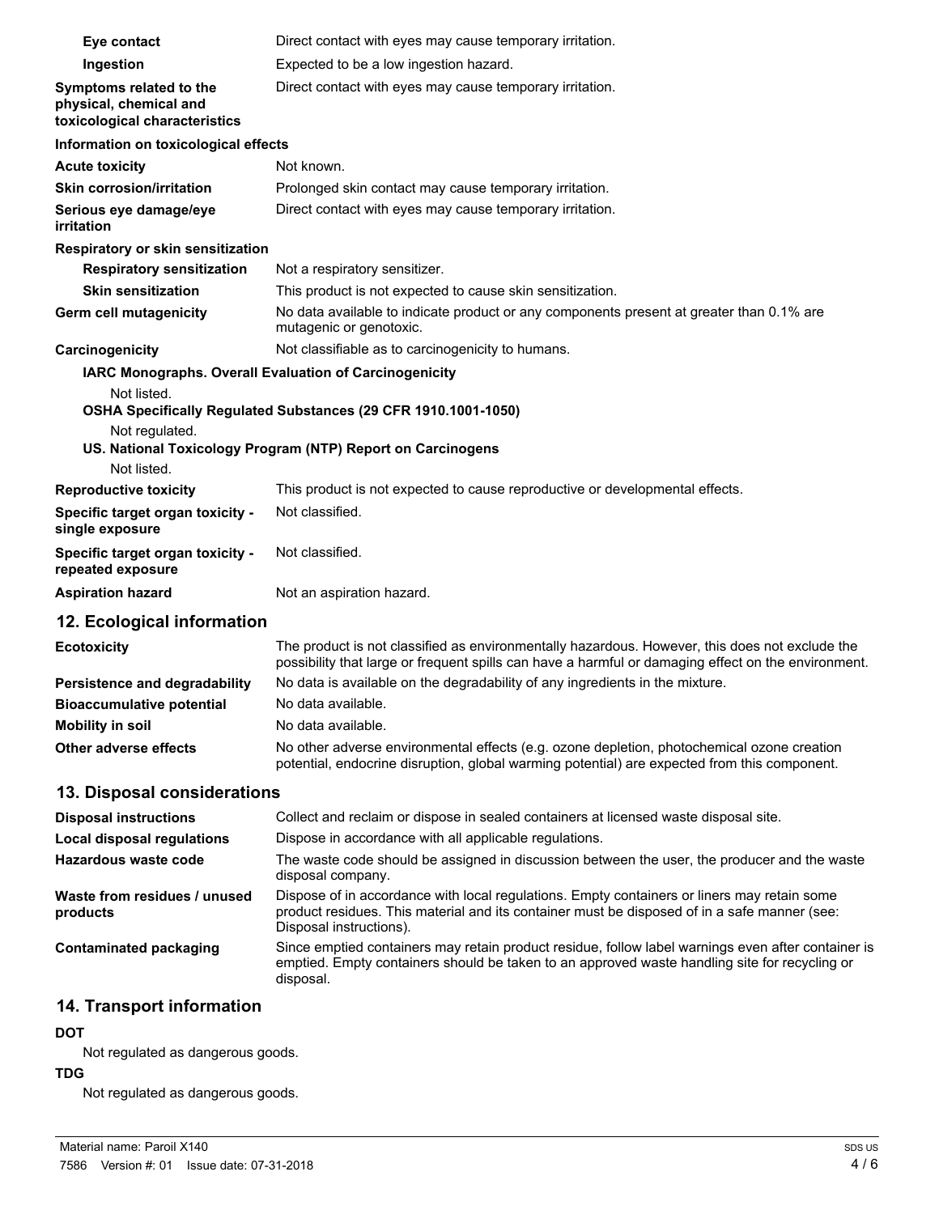| | |
|---|---|
| **Eye contact** | Direct contact with eyes may cause temporary irritation. |
| **Ingestion** | Expected to be a low ingestion hazard. |
| **Symptoms related to the physical, chemical and toxicological characteristics** | Direct contact with eyes may cause temporary irritation. |

**Information on toxicological effects**

| | |
|---|---|
| **Acute toxicity** | Not known. |
| **Skin corrosion/irritation** | Prolonged skin contact may cause temporary irritation. |
| **Serious eye damage/eye irritation** | Direct contact with eyes may cause temporary irritation. |

**Respiratory or skin sensitization**

| | |
|---|---|
| **Respiratory sensitization** | Not a respiratory sensitizer. |
| **Skin sensitization** | This product is not expected to cause skin sensitization. |
| **Germ cell mutagenicity** | No data available to indicate product or any components present at greater than 0.1% are mutagenic or genotoxic. |
| **Carcinogenicity** | Not classifiable as to carcinogenicity to humans. |

**IARC Monographs. Overall Evaluation of Carcinogenicity**

Not listed.

**OSHA Specifically Regulated Substances (29 CFR 1910.1001-1050)**

Not regulated.

**US. National Toxicology Program (NTP) Report on Carcinogens**

Not listed.

| | |
|---|---|
| **Reproductive toxicity** | This product is not expected to cause reproductive or developmental effects. |
| **Specific target organ toxicity - single exposure** | Not classified. |
| **Specific target organ toxicity - repeated exposure** | Not classified. |
| **Aspiration hazard** | Not an aspiration hazard. |

## 12. Ecological information

| | |
|---|---|
| **Ecotoxicity** | The product is not classified as environmentally hazardous. However, this does not exclude the possibility that large or frequent spills can have a harmful or damaging effect on the environment. |
| **Persistence and degradability** | No data is available on the degradability of any ingredients in the mixture. |
| **Bioaccumulative potential** | No data available. |
| **Mobility in soil** | No data available. |
| **Other adverse effects** | No other adverse environmental effects (e.g. ozone depletion, photochemical ozone creation potential, endocrine disruption, global warming potential) are expected from this component. |

## 13. Disposal considerations

| | |
|---|---|
| **Disposal instructions** | Collect and reclaim or dispose in sealed containers at licensed waste disposal site. |
| **Local disposal regulations** | Dispose in accordance with all applicable regulations. |
| **Hazardous waste code** | The waste code should be assigned in discussion between the user, the producer and the waste disposal company. |
| **Waste from residues / unused products** | Dispose of in accordance with local regulations. Empty containers or liners may retain some product residues. This material and its container must be disposed of in a safe manner (see: Disposal instructions). |
| **Contaminated packaging** | Since emptied containers may retain product residue, follow label warnings even after container is emptied. Empty containers should be taken to an approved waste handling site for recycling or disposal. |

## 14. Transport information

**DOT**

Not regulated as dangerous goods.

**TDG**

Not regulated as dangerous goods.

Material name: Paroil X140

7586 Version #: 01 Issue date: 07-31-2018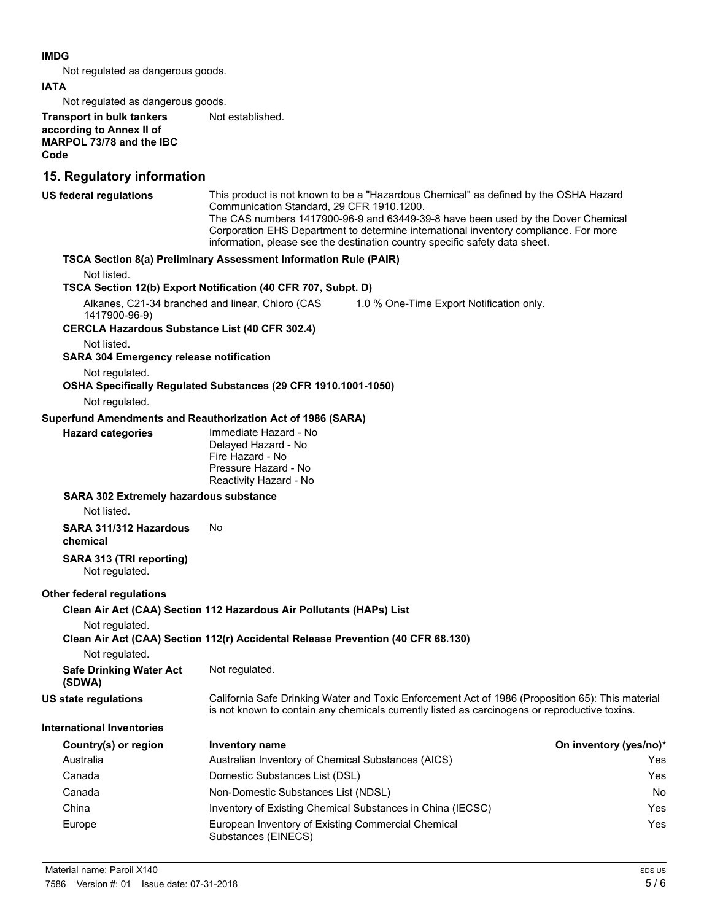**IMDG**

Not regulated as dangerous goods.

**IATA**

Not regulated as dangerous goods.

**Transport in bulk tankers according to Annex II of MARPOL 73/78 and the IBC Code** Not established.

## 15. Regulatory information

**US federal regulations**

This product is not known to be a "Hazardous Chemical" as defined by the OSHA Hazard Communication Standard, 29 CFR 1910.1200.
The CAS numbers 1417900-96-9 and 63449-39-8 have been used by the Dover Chemical Corporation EHS Department to determine international inventory compliance. For more information, please see the destination country specific safety data sheet.

**TSCA Section 8(a) Preliminary Assessment Information Rule (PAIR)**

Not listed.

**TSCA Section 12(b) Export Notification (40 CFR 707, Subpt. D)**

Alkanes, C21-34 branched and linear, Chloro (CAS 1417900-96-9) 1.0 % One-Time Export Notification only.

**CERCLA Hazardous Substance List (40 CFR 302.4)**

Not listed.

**SARA 304 Emergency release notification**

Not regulated.

**OSHA Specifically Regulated Substances (29 CFR 1910.1001-1050)**

Not regulated.

**Superfund Amendments and Reauthorization Act of 1986 (SARA)**

**Hazard categories**

Immediate Hazard - No
Delayed Hazard - No
Fire Hazard - No
Pressure Hazard - No
Reactivity Hazard - No

**SARA 302 Extremely hazardous substance**

Not listed.

**SARA 311/312 Hazardous chemical** No

**SARA 313 (TRI reporting)**

Not regulated.

**Other federal regulations**

**Clean Air Act (CAA) Section 112 Hazardous Air Pollutants (HAPs) List**

Not regulated.

**Clean Air Act (CAA) Section 112(r) Accidental Release Prevention (40 CFR 68.130)**

Not regulated.

**Safe Drinking Water Act (SDWA)** Not regulated.

**US state regulations**

California Safe Drinking Water and Toxic Enforcement Act of 1986 (Proposition 65): This material is not known to contain any chemicals currently listed as carcinogens or reproductive toxins.

**International Inventories**

| Country(s) or region | Inventory name | On inventory (yes/no)* |
|---|---|---|
| Australia | Australian Inventory of Chemical Substances (AICS) | Yes |
| Canada | Domestic Substances List (DSL) | Yes |
| Canada | Non-Domestic Substances List (NDSL) | No |
| China | Inventory of Existing Chemical Substances in China (IECSC) | Yes |
| Europe | European Inventory of Existing Commercial Chemical Substances (EINECS) | Yes |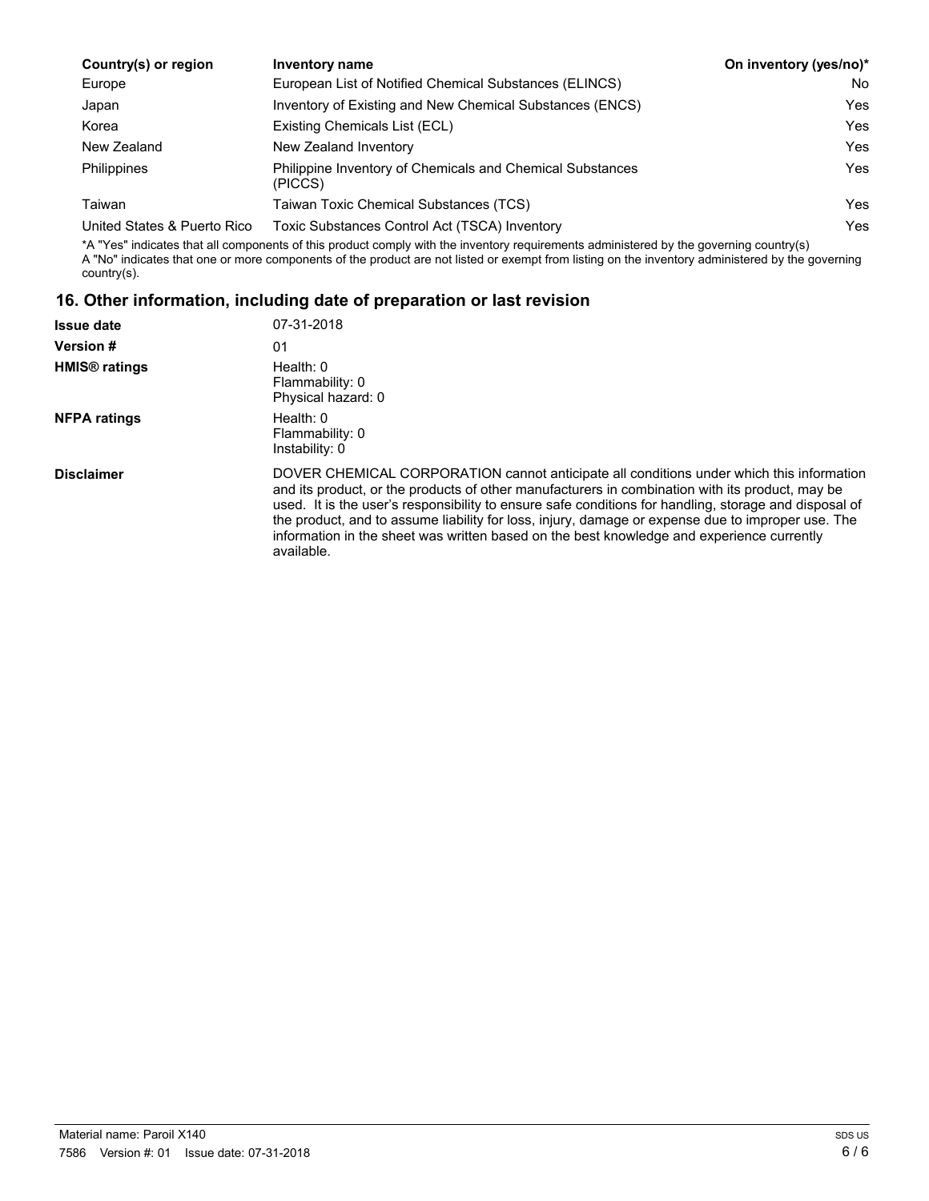| Country(s) or region | Inventory name | On inventory (yes/no)* |
| --- | --- | --- |
| Europe | European List of Notified Chemical Substances (ELINCS) | No |
| Japan | Inventory of Existing and New Chemical Substances (ENCS) | Yes |
| Korea | Existing Chemicals List (ECL) | Yes |
| New Zealand | New Zealand Inventory | Yes |
| Philippines | Philippine Inventory of Chemicals and Chemical Substances (PICCS) | Yes |
| Taiwan | Taiwan Toxic Chemical Substances (TCS) | Yes |
| United States & Puerto Rico | Toxic Substances Control Act (TSCA) Inventory | Yes |

*A "Yes" indicates that all components of this product comply with the inventory requirements administered by the governing country(s)
A "No" indicates that one or more components of the product are not listed or exempt from listing on the inventory administered by the governing country(s).

## 16. Other information, including date of preparation or last revision

**Issue date** 07-31-2018

**Version #** 01

**HMIS® ratings**
Health: 0
Flammability: 0
Physical hazard: 0

**NFPA ratings**
Health: 0
Flammability: 0
Instability: 0

**Disclaimer** DOVER CHEMICAL CORPORATION cannot anticipate all conditions under which this information and its product, or the products of other manufacturers in combination with its product, may be used. It is the user's responsibility to ensure safe conditions for handling, storage and disposal of the product, and to assume liability for loss, injury, damage or expense due to improper use. The information in the sheet was written based on the best knowledge and experience currently available.